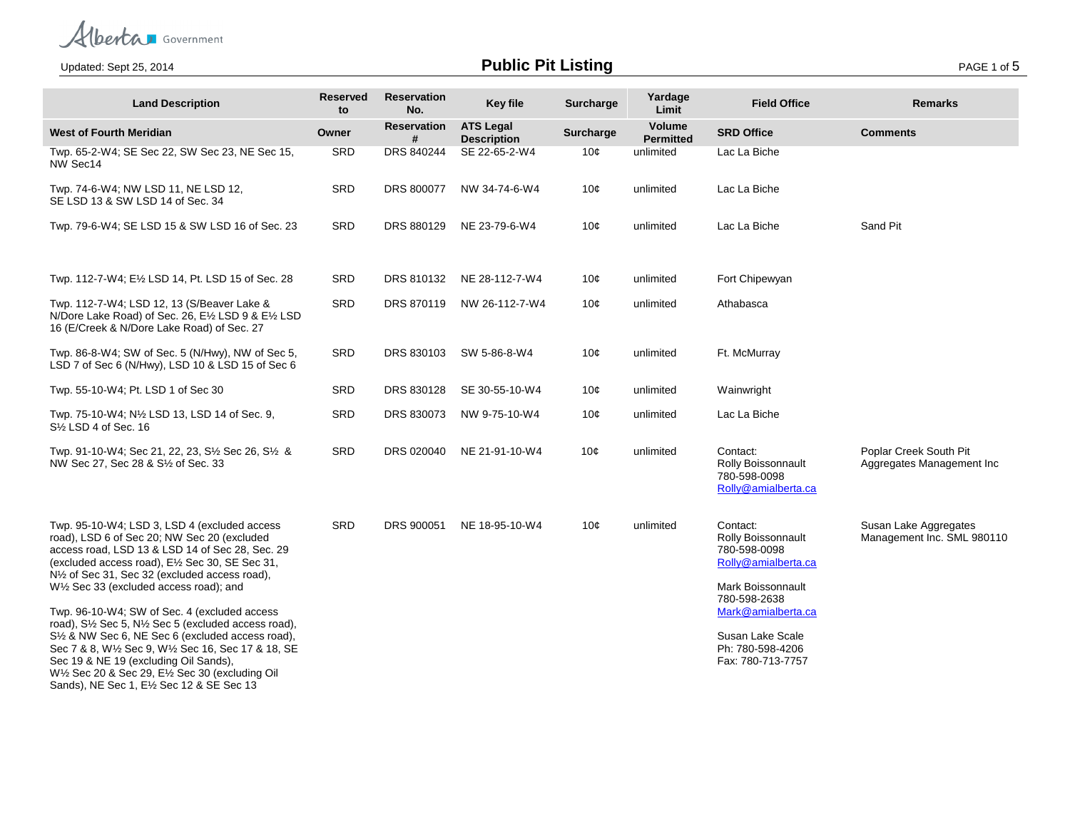Alberta Government

Updated: Sept 25, 2014

# Public Pit Listing

| Land Description | Reserved to | Reservation No. | Key file | Surcharge | Yardage Limit | Field Office | Remarks |
|---|---|---|---|---|---|---|---|
| **West of Fourth Meridian** | **Owner** | **Reservation #** | **ATS Legal Description** | **Surcharge** | **Volume Permitted** | **SRD Office** | **Comments** |
| Twp. 65-2-W4; SE Sec 22, SW Sec 23, NE Sec 15, NW Sec14 | SRD | DRS 840244 | SE 22-65-2-W4 | 10¢ | unlimited | Lac La Biche | |
| Twp. 74-6-W4; NW LSD 11, NE LSD 12, SE LSD 13 & SW LSD 14 of Sec. 34 | SRD | DRS 800077 | NW 34-74-6-W4 | 10¢ | unlimited | Lac La Biche | |
| Twp. 79-6-W4; SE LSD 15 & SW LSD 16 of Sec. 23 | SRD | DRS 880129 | NE 23-79-6-W4 | 10¢ | unlimited | Lac La Biche | Sand Pit |
| Twp. 112-7-W4; E½ LSD 14, Pt. LSD 15 of Sec. 28 | SRD | DRS 810132 | NE 28-112-7-W4 | 10¢ | unlimited | Fort Chipewyan | |
| Twp. 112-7-W4; LSD 12, 13 (S/Beaver Lake & N/Dore Lake Road) of Sec. 26, E½ LSD 9 & E½ LSD 16 (E/Creek & N/Dore Lake Road) of Sec. 27 | SRD | DRS 870119 | NW 26-112-7-W4 | 10¢ | unlimited | Athabasca | |
| Twp. 86-8-W4; SW of Sec. 5 (N/Hwy), NW of Sec 5, LSD 7 of Sec 6 (N/Hwy), LSD 10 & LSD 15 of Sec 6 | SRD | DRS 830103 | SW 5-86-8-W4 | 10¢ | unlimited | Ft. McMurray | |
| Twp. 55-10-W4; Pt. LSD 1 of Sec 30 | SRD | DRS 830128 | SE 30-55-10-W4 | 10¢ | unlimited | Wainwright | |
| Twp. 75-10-W4; N½ LSD 13, LSD 14 of Sec. 9, S½ LSD 4 of Sec. 16 | SRD | DRS 830073 | NW 9-75-10-W4 | 10¢ | unlimited | Lac La Biche | |
| Twp. 91-10-W4; Sec 21, 22, 23, S½ Sec 26, S½ & NW Sec 27, Sec 28 & S½ of Sec. 33 | SRD | DRS 020040 | NE 21-91-10-W4 | 10¢ | unlimited | Contact: Rolly Boissonnault 780-598-0098 Rolly@amialberta.ca | Poplar Creek South Pit Aggregates Management Inc |
| Twp. 95-10-W4; LSD 3, LSD 4 (excluded access road), LSD 6 of Sec 20; NW Sec 20 (excluded access road, LSD 13 & LSD 14 of Sec 28, Sec. 29 (excluded access road), E½ Sec 30, SE Sec 31, N½ of Sec 31, Sec 32 (excluded access road), W½ Sec 33 (excluded access road); and Twp. 96-10-W4; SW of Sec. 4 (excluded access road), S½ Sec 5, N½ Sec 5 (excluded access road), S½ & NW Sec 6, NE Sec 6 (excluded access road), Sec 7 & 8, W½ Sec 9, W½ Sec 16, Sec 17 & 18, SE Sec 19 & NE 19 (excluding Oil Sands), W½ Sec 20 & Sec 29, E½ Sec 30 (excluding Oil Sands), NE Sec 1, E½ Sec 12 & SE Sec 13 | SRD | DRS 900051 | NE 18-95-10-W4 | 10¢ | unlimited | Contact: Rolly Boissonnault 780-598-0098 Rolly@amialberta.ca; Mark Boissonnault 780-598-2638 Mark@amialberta.ca; Susan Lake Scale Ph: 780-598-4206 Fax: 780-713-7757 | Susan Lake Aggregates Management Inc. SML 980110 |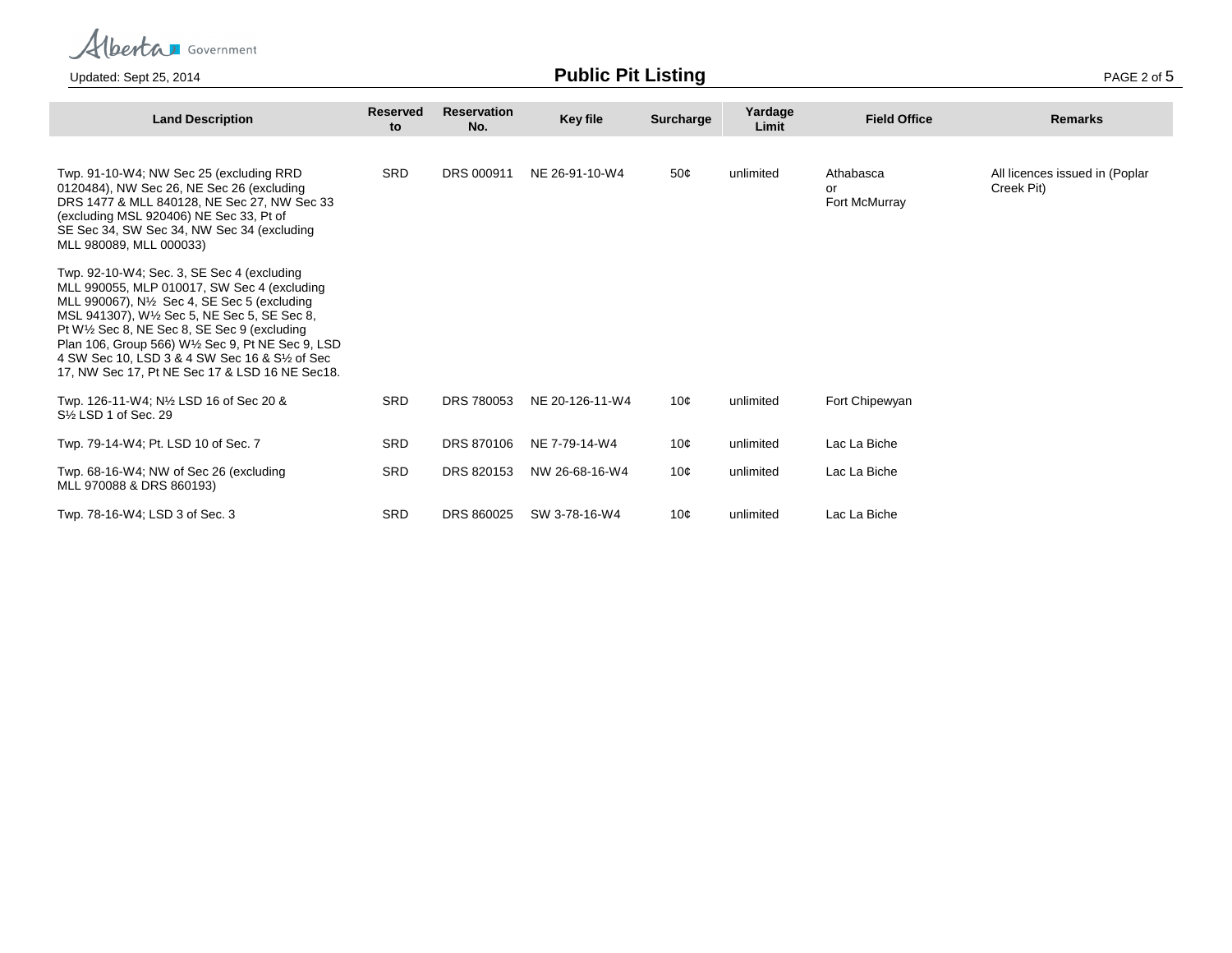| Land Description | Reserved to | Reservation No. | Key file | Surcharge | Yardage Limit | Field Office | Remarks |
|---|---|---|---|---|---|---|---|
| Twp. 91-10-W4; NW Sec 25 (excluding RRD 0120484), NW Sec 26, NE Sec 26 (excluding DRS 1477 & MLL 840128, NE Sec 27, NW Sec 33 (excluding MSL 920406) NE Sec 33, Pt of SE Sec 34, SW Sec 34, NW Sec 34 (excluding MLL 980089, MLL 000033)<br><br>Twp. 92-10-W4; Sec. 3, SE Sec 4 (excluding MLL 990055, MLP 010017, SW Sec 4 (excluding MLL 990067), N½ Sec 4, SE Sec 5 (excluding MSL 941307), W½ Sec 5, NE Sec 5, SE Sec 8, Pt W½ Sec 8, NE Sec 8, SE Sec 9 (excluding Plan 106, Group 566) W½ Sec 9, Pt NE Sec 9, LSD 4 SW Sec 10, LSD 3 & 4 SW Sec 16 & S½ of Sec 17, NW Sec 17, Pt NE Sec 17 & LSD 16 NE Sec18. | SRD | DRS 000911 | NE 26-91-10-W4 | 50¢ | unlimited | Athabasca or Fort McMurray | All licences issued in (Poplar Creek Pit) |
| Twp. 126-11-W4; N½ LSD 16 of Sec 20 & S½ LSD 1 of Sec. 29 | SRD | DRS 780053 | NE 20-126-11-W4 | 10¢ | unlimited | Fort Chipewyan | |
| Twp. 79-14-W4; Pt. LSD 10 of Sec. 7 | SRD | DRS 870106 | NE 7-79-14-W4 | 10¢ | unlimited | Lac La Biche | |
| Twp. 68-16-W4; NW of Sec 26 (excluding MLL 970088 & DRS 860193) | SRD | DRS 820153 | NW 26-68-16-W4 | 10¢ | unlimited | Lac La Biche | |
| Twp. 78-16-W4; LSD 3 of Sec. 3 | SRD | DRS 860025 | SW 3-78-16-W4 | 10¢ | unlimited | Lac La Biche | |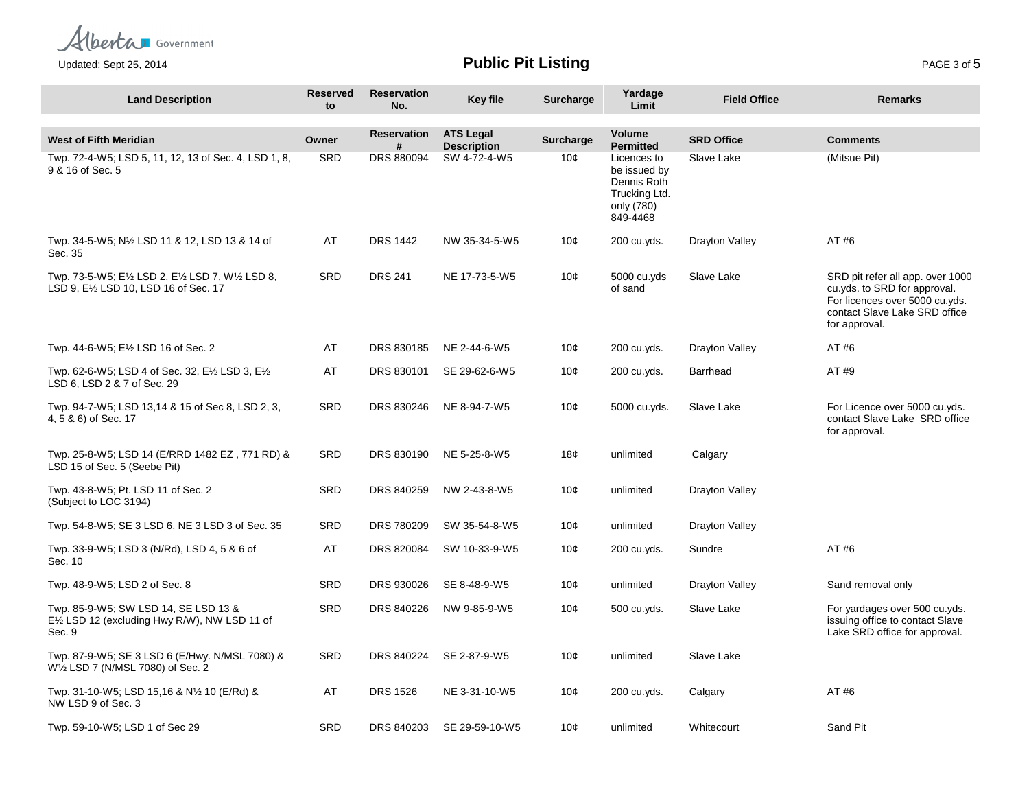Public Pit Listing

| Land Description | Reserved to | Reservation No. | Key file | Surcharge | Yardage Limit | Field Office | Remarks |
|---|---|---|---|---|---|---|---|
| **West of Fifth Meridian** | **Owner** | **Reservation #** | **ATS Legal Description** | **Surcharge** | **Volume Permitted** | **SRD Office** | **Comments** |
| Twp. 72-4-W5; LSD 5, 11, 12, 13 of Sec. 4, LSD 1, 8, 9 & 16 of Sec. 5 | SRD | DRS 880094 | SW 4-72-4-W5 | 10¢ | Licences to be issued by Dennis Roth Trucking Ltd. only (780) 849-4468 | Slave Lake | (Mitsue Pit) |
| Twp. 34-5-W5; N½ LSD 11 & 12, LSD 13 & 14 of Sec. 35 | AT | DRS 1442 | NW 35-34-5-W5 | 10¢ | 200 cu.yds. | Drayton Valley | AT #6 |
| Twp. 73-5-W5; E½ LSD 2, E½ LSD 7, W½ LSD 8, LSD 9, E½ LSD 10, LSD 16 of Sec. 17 | SRD | DRS 241 | NE 17-73-5-W5 | 10¢ | 5000 cu.yds of sand | Slave Lake | SRD pit refer all app. over 1000 cu.yds. to SRD for approval. For licences over 5000 cu.yds. contact Slave Lake SRD office for approval. |
| Twp. 44-6-W5; E½ LSD 16 of Sec. 2 | AT | DRS 830185 | NE 2-44-6-W5 | 10¢ | 200 cu.yds. | Drayton Valley | AT #6 |
| Twp. 62-6-W5; LSD 4 of Sec. 32, E½ LSD 3, E½ LSD 6, LSD 2 & 7 of Sec. 29 | AT | DRS 830101 | SE 29-62-6-W5 | 10¢ | 200 cu.yds. | Barrhead | AT #9 |
| Twp. 94-7-W5; LSD 13,14 & 15 of Sec 8, LSD 2, 3, 4, 5 & 6) of Sec. 17 | SRD | DRS 830246 | NE 8-94-7-W5 | 10¢ | 5000 cu.yds. | Slave Lake | For Licence over 5000 cu.yds. contact Slave Lake SRD office for approval. |
| Twp. 25-8-W5; LSD 14 (E/RRD 1482 EZ , 771 RD) & LSD 15 of Sec. 5 (Seebe Pit) | SRD | DRS 830190 | NE 5-25-8-W5 | 18¢ | unlimited | Calgary | |
| Twp. 43-8-W5; Pt. LSD 11 of Sec. 2 (Subject to LOC 3194) | SRD | DRS 840259 | NW 2-43-8-W5 | 10¢ | unlimited | Drayton Valley | |
| Twp. 54-8-W5; SE 3 LSD 6, NE 3 LSD 3 of Sec. 35 | SRD | DRS 780209 | SW 35-54-8-W5 | 10¢ | unlimited | Drayton Valley | |
| Twp. 33-9-W5; LSD 3 (N/Rd), LSD 4, 5 & 6 of Sec. 10 | AT | DRS 820084 | SW 10-33-9-W5 | 10¢ | 200 cu.yds. | Sundre | AT #6 |
| Twp. 48-9-W5; LSD 2 of Sec. 8 | SRD | DRS 930026 | SE 8-48-9-W5 | 10¢ | unlimited | Drayton Valley | Sand removal only |
| Twp. 85-9-W5; SW LSD 14, SE LSD 13 & E½ LSD 12 (excluding Hwy R/W), NW LSD 11 of Sec. 9 | SRD | DRS 840226 | NW 9-85-9-W5 | 10¢ | 500 cu.yds. | Slave Lake | For yardages over 500 cu.yds. issuing office to contact Slave Lake SRD office for approval. |
| Twp. 87-9-W5; SE 3 LSD 6 (E/Hwy. N/MSL 7080) & W½ LSD 7 (N/MSL 7080) of Sec. 2 | SRD | DRS 840224 | SE 2-87-9-W5 | 10¢ | unlimited | Slave Lake | |
| Twp. 31-10-W5; LSD 15,16 & N½ 10 (E/Rd) & NW LSD 9 of Sec. 3 | AT | DRS 1526 | NE 3-31-10-W5 | 10¢ | 200 cu.yds. | Calgary | AT #6 |
| Twp. 59-10-W5; LSD 1 of Sec 29 | SRD | DRS 840203 | SE 29-59-10-W5 | 10¢ | unlimited | Whitecourt | Sand Pit |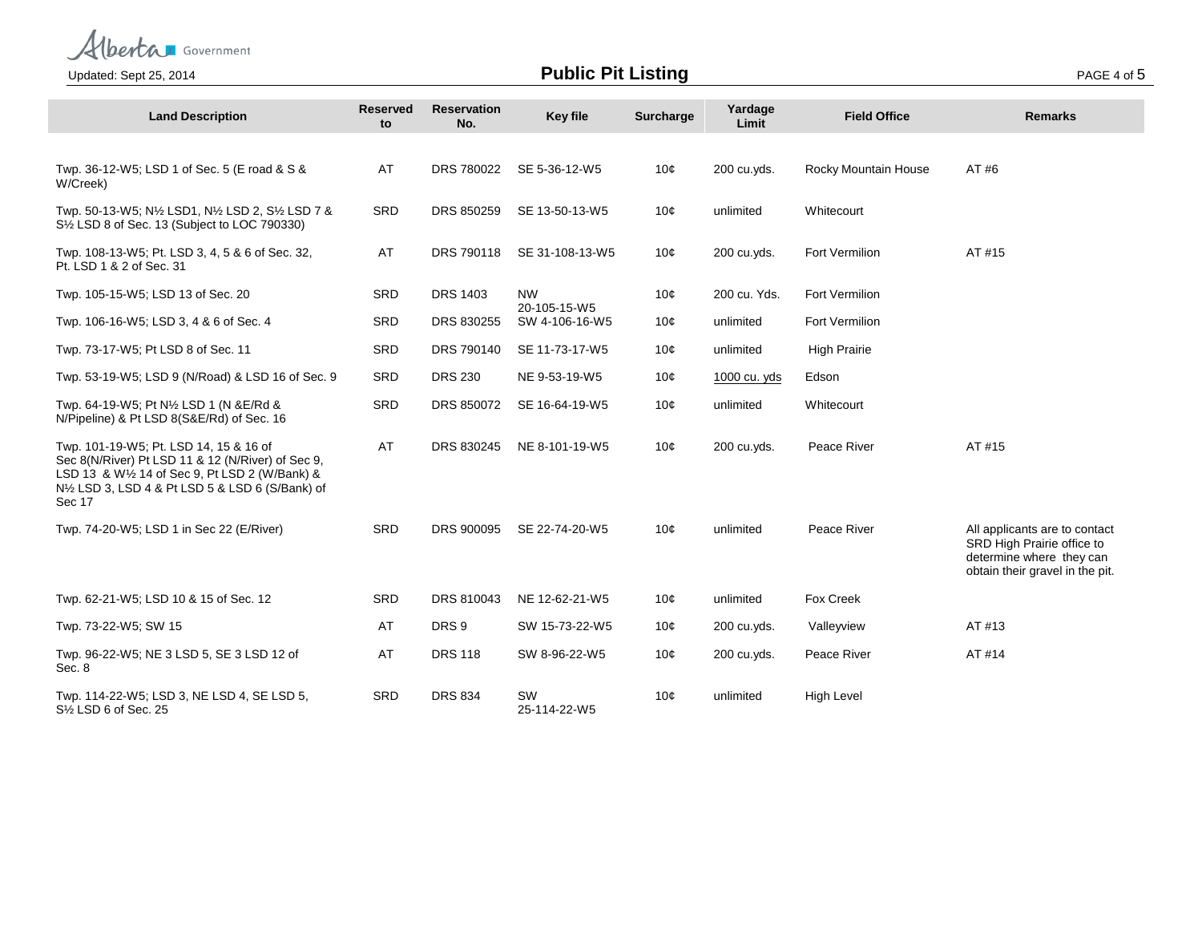# Public Pit Listing

| Land Description | Reserved to | Reservation No. | Key file | Surcharge | Yardage Limit | Field Office | Remarks |
|---|---|---|---|---|---|---|---|
| Twp. 36-12-W5; LSD 1 of Sec. 5 (E road & S & W/Creek) | AT | DRS 780022 | SE 5-36-12-W5 | 10¢ | 200 cu.yds. | Rocky Mountain House | AT #6 |
| Twp. 50-13-W5; N½ LSD1, N½ LSD 2, S½ LSD 7 & S½ LSD 8 of Sec. 13 (Subject to LOC 790330) | SRD | DRS 850259 | SE 13-50-13-W5 | 10¢ | unlimited | Whitecourt | |
| Twp. 108-13-W5; Pt. LSD 3, 4, 5 & 6 of Sec. 32, Pt. LSD 1 & 2 of Sec. 31 | AT | DRS 790118 | SE 31-108-13-W5 | 10¢ | 200 cu.yds. | Fort Vermilion | AT #15 |
| Twp. 105-15-W5; LSD 13 of Sec. 20 | SRD | DRS 1403 | NW 20-105-15-W5 | 10¢ | 200 cu. Yds. | Fort Vermilion | |
| Twp. 106-16-W5; LSD 3, 4 & 6 of Sec. 4 | SRD | DRS 830255 | SW 4-106-16-W5 | 10¢ | unlimited | Fort Vermilion | |
| Twp. 73-17-W5; Pt LSD 8 of Sec. 11 | SRD | DRS 790140 | SE 11-73-17-W5 | 10¢ | unlimited | High Prairie | |
| Twp. 53-19-W5; LSD 9 (N/Road) & LSD 16 of Sec. 9 | SRD | DRS 230 | NE 9-53-19-W5 | 10¢ | 1000 cu. yds | Edson | |
| Twp. 64-19-W5; Pt N½ LSD 1 (N &E/Rd & N/Pipeline) & Pt LSD 8(S&E/Rd) of Sec. 16 | SRD | DRS 850072 | SE 16-64-19-W5 | 10¢ | unlimited | Whitecourt | |
| Twp. 101-19-W5; Pt. LSD 14, 15 & 16 of Sec 8(N/River) Pt LSD 11 & 12 (N/River) of Sec 9, LSD 13 & W½ 14 of Sec 9, Pt LSD 2 (W/Bank) & N½ LSD 3, LSD 4 & Pt LSD 5 & LSD 6 (S/Bank) of Sec 17 | AT | DRS 830245 | NE 8-101-19-W5 | 10¢ | 200 cu.yds. | Peace River | AT #15 |
| Twp. 74-20-W5; LSD 1 in Sec 22 (E/River) | SRD | DRS 900095 | SE 22-74-20-W5 | 10¢ | unlimited | Peace River | All applicants are to contact SRD High Prairie office to determine where they can obtain their gravel in the pit. |
| Twp. 62-21-W5; LSD 10 & 15 of Sec. 12 | SRD | DRS 810043 | NE 12-62-21-W5 | 10¢ | unlimited | Fox Creek | |
| Twp. 73-22-W5; SW 15 | AT | DRS 9 | SW 15-73-22-W5 | 10¢ | 200 cu.yds. | Valleyview | AT #13 |
| Twp. 96-22-W5; NE 3 LSD 5, SE 3 LSD 12 of Sec. 8 | AT | DRS 118 | SW 8-96-22-W5 | 10¢ | 200 cu.yds. | Peace River | AT #14 |
| Twp. 114-22-W5; LSD 3, NE LSD 4, SE LSD 5, S½ LSD 6 of Sec. 25 | SRD | DRS 834 | SW 25-114-22-W5 | 10¢ | unlimited | High Level | |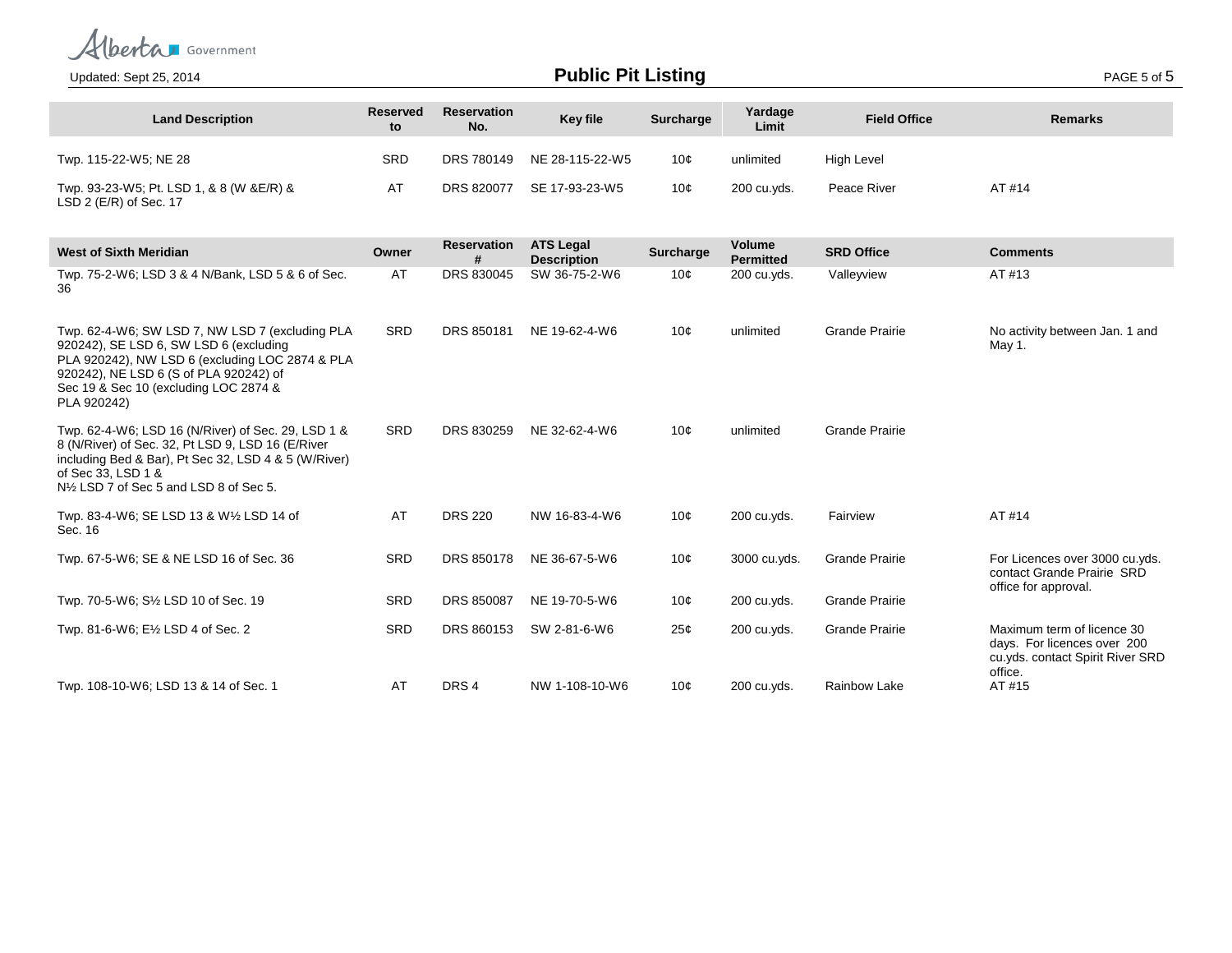| Land Description | Reserved to | Reservation No. | Key file | Surcharge | Yardage Limit | Field Office | Remarks |
|---|---|---|---|---|---|---|---|
| Twp. 115-22-W5; NE 28 | SRD | DRS 780149 | NE 28-115-22-W5 | 10¢ | unlimited | High Level | |
| Twp. 93-23-W5; Pt. LSD 1, & 8 (W &E/R) & LSD 2 (E/R) of Sec. 17 | AT | DRS 820077 | SE 17-93-23-W5 | 10¢ | 200 cu.yds. | Peace River | AT #14 |

| West of Sixth Meridian | Owner | Reservation # | ATS Legal Description | Surcharge | Volume Permitted | SRD Office | Comments |
|---|---|---|---|---|---|---|---|
| Twp. 75-2-W6; LSD 3 & 4 N/Bank, LSD 5 & 6 of Sec. 36 | AT | DRS 830045 | SW 36-75-2-W6 | 10¢ | 200 cu.yds. | Valleyview | AT #13 |
| Twp. 62-4-W6; SW LSD 7, NW LSD 7 (excluding PLA 920242), SE LSD 6, SW LSD 6 (excluding PLA 920242), NW LSD 6 (excluding LOC 2874 & PLA 920242), NE LSD 6 (S of PLA 920242) of Sec 19 & Sec 10 (excluding LOC 2874 & PLA 920242) | SRD | DRS 850181 | NE 19-62-4-W6 | 10¢ | unlimited | Grande Prairie | No activity between Jan. 1 and May 1. |
| Twp. 62-4-W6; LSD 16 (N/River) of Sec. 29, LSD 1 & 8 (N/River) of Sec. 32, Pt LSD 9, LSD 16 (E/River including Bed & Bar), Pt Sec 32, LSD 4 & 5 (W/River) of Sec 33, LSD 1 & N½ LSD 7 of Sec 5 and LSD 8 of Sec 5. | SRD | DRS 830259 | NE 32-62-4-W6 | 10¢ | unlimited | Grande Prairie | |
| Twp. 83-4-W6; SE LSD 13 & W½ LSD 14 of Sec. 16 | AT | DRS 220 | NW 16-83-4-W6 | 10¢ | 200 cu.yds. | Fairview | AT #14 |
| Twp. 67-5-W6; SE & NE LSD 16 of Sec. 36 | SRD | DRS 850178 | NE 36-67-5-W6 | 10¢ | 3000 cu.yds. | Grande Prairie | For Licences over 3000 cu.yds. contact Grande Prairie SRD office for approval. |
| Twp. 70-5-W6; S½ LSD 10 of Sec. 19 | SRD | DRS 850087 | NE 19-70-5-W6 | 10¢ | 200 cu.yds. | Grande Prairie | |
| Twp. 81-6-W6; E½ LSD 4 of Sec. 2 | SRD | DRS 860153 | SW 2-81-6-W6 | 25¢ | 200 cu.yds. | Grande Prairie | Maximum term of licence 30 days. For licences over 200 cu.yds. contact Spirit River SRD office. |
| Twp. 108-10-W6; LSD 13 & 14 of Sec. 1 | AT | DRS 4 | NW 1-108-10-W6 | 10¢ | 200 cu.yds. | Rainbow Lake | AT #15 |